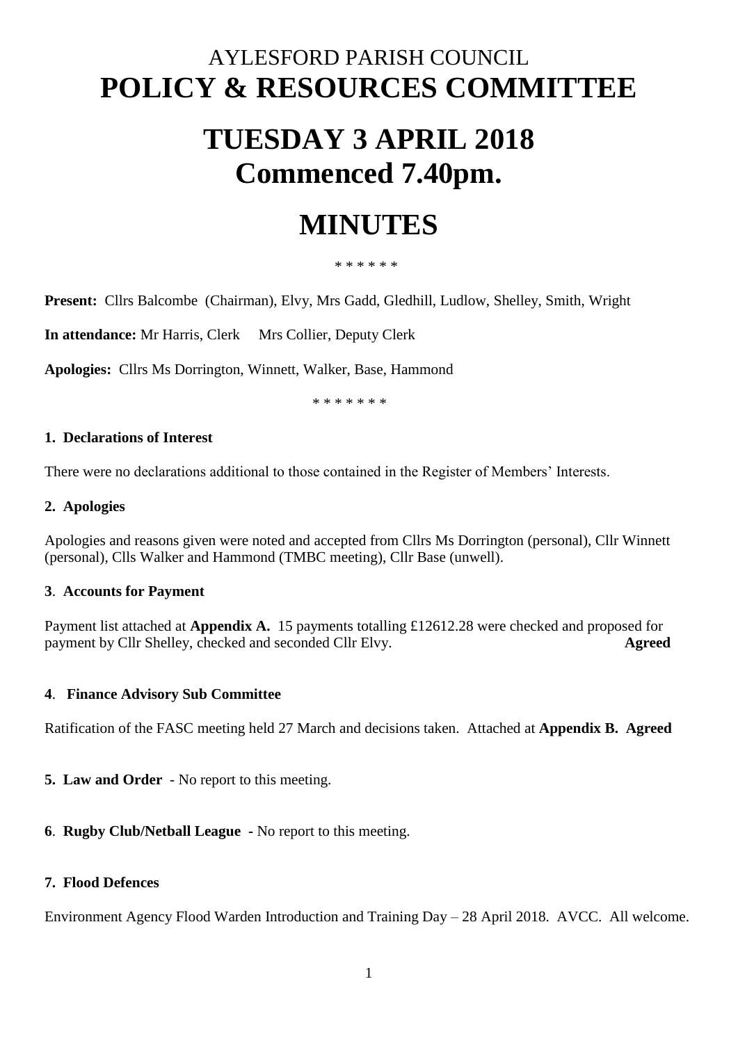AYLESFORD PARISH COUNCIL

# POLICY & RESOURCES COMMITTEE

# TUESDAY 3 APRIL 2018
# Commenced 7.40pm.

# MINUTES

\* \* \* \* \* \*

**Present:** Cllrs Balcombe (Chairman), Elvy, Mrs Gadd, Gledhill, Ludlow, Shelley, Smith, Wright

**In attendance:** Mr Harris, Clerk Mrs Collier, Deputy Clerk

**Apologies:** Cllrs Ms Dorrington, Winnett, Walker, Base, Hammond

\* \* \* \* \* \* \*

### 1. Declarations of Interest

There were no declarations additional to those contained in the Register of Members' Interests.

### 2. Apologies

Apologies and reasons given were noted and accepted from Cllrs Ms Dorrington (personal), Cllr Winnett (personal), Clls Walker and Hammond (TMBC meeting), Cllr Base (unwell).

### 3. Accounts for Payment

Payment list attached at **Appendix A.** 15 payments totalling £12612.28 were checked and proposed for payment by Cllr Shelley, checked and seconded Cllr Elvy. **Agreed**

### 4. Finance Advisory Sub Committee

Ratification of the FASC meeting held 27 March and decisions taken. Attached at **Appendix B. Agreed**

**5. Law and Order** - No report to this meeting.

**6. Rugby Club/Netball League** - No report to this meeting.

### 7. Flood Defences

Environment Agency Flood Warden Introduction and Training Day – 28 April 2018. AVCC. All welcome.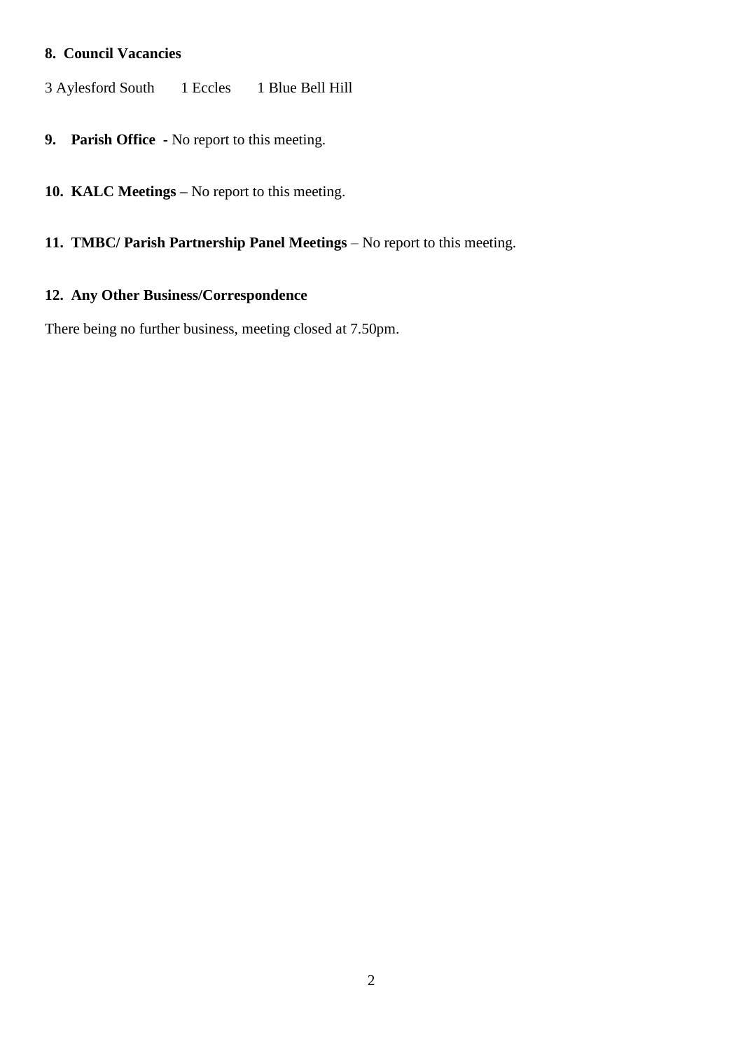**8. Council Vacancies**

3 Aylesford South 1 Eccles 1 Blue Bell Hill

**9. Parish Office** - No report to this meeting.

**10. KALC Meetings** – No report to this meeting.

**11. TMBC/ Parish Partnership Panel Meetings** – No report to this meeting.

**12. Any Other Business/Correspondence**

There being no further business, meeting closed at 7.50pm.